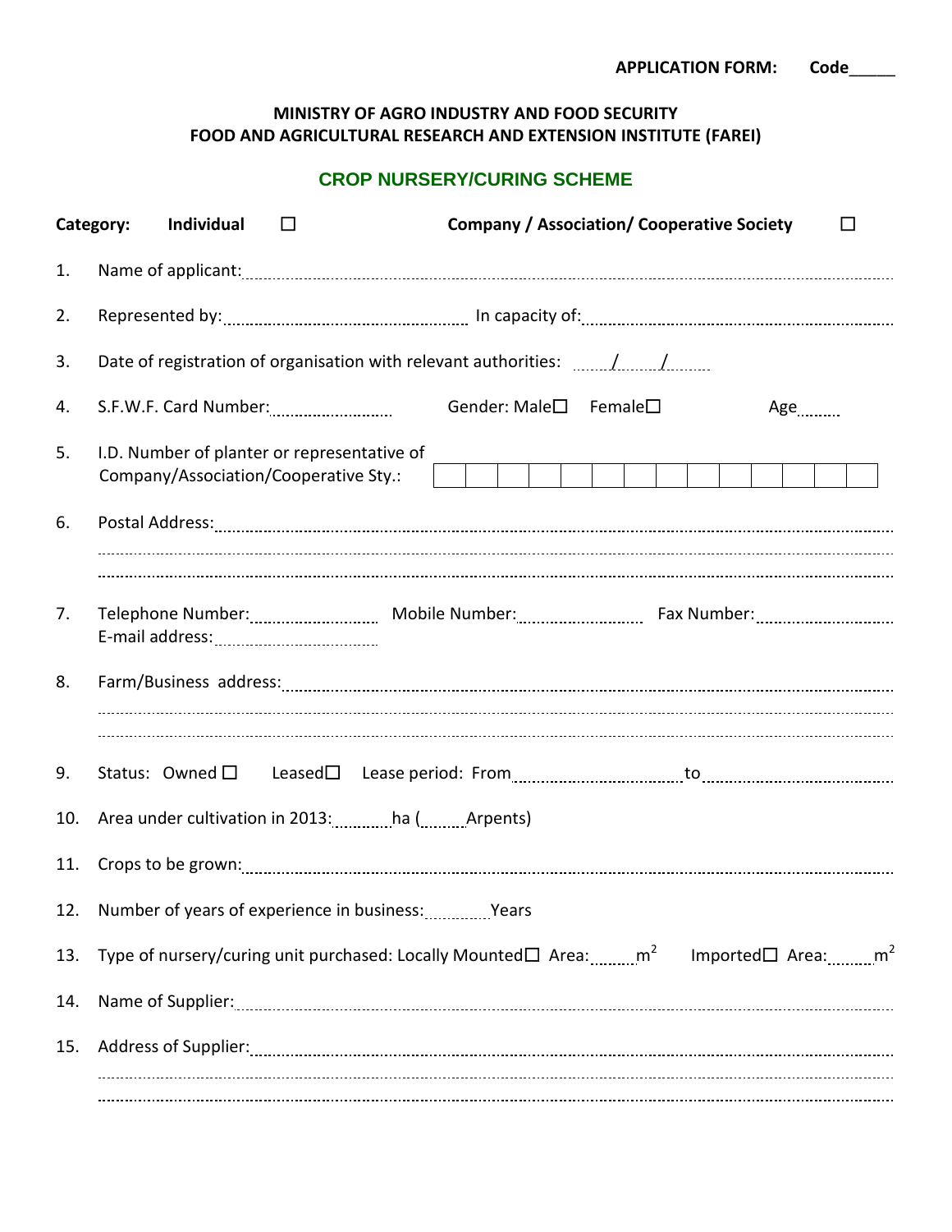**APPLICATION FORM: Code_____**

**MINISTRY OF AGRO INDUSTRY AND FOOD SECURITY**
**FOOD AND AGRICULTURAL RESEARCH AND EXTENSION INSTITUTE (FAREI)**

## CROP NURSERY/CURING SCHEME

**Category:** **Individual** ☐ **Company / Association/ Cooperative Society** ☐

1. Name of applicant:..........................................................................................................................

2. Represented by:.................................................. In capacity of:....................................................

3. Date of registration of organisation with relevant authorities: ....../....../......

4. S.F.W.F. Card Number:........................ Gender: Male☐ Female☐ Age........

5. I.D. Number of planter or representative of Company/Association/Cooperative Sty.:

| | | | | | | | | | | | | | |
|---|---|---|---|---|---|---|---|---|---|---|---|---|---|
| | | | | | | | | | | | | | |

6. Postal Address:....................................................................................................................................
..........................................................................................................................................................
..........................................................................................................................................................

7. Telephone Number:........................ Mobile Number:........................ Fax Number:..........................
E-mail address:....................................

8. Farm/Business address:.......................................................................................................................
..........................................................................................................................................................
..........................................................................................................................................................

9. Status: Owned ☐ Leased☐ Lease period: From.................................. to......................................

10. Area under cultivation in 2013:..........ha (........Arpents)

11. Crops to be grown:...............................................................................................................................

12. Number of years of experience in business:..........Years

13. Type of nursery/curing unit purchased: Locally Mounted☐ Area:........$m^2$ Imported☐ Area:........$m^2$

14. Name of Supplier:.................................................................................................................................

15. Address of Supplier:............................................................................................................................
..........................................................................................................................................................
..........................................................................................................................................................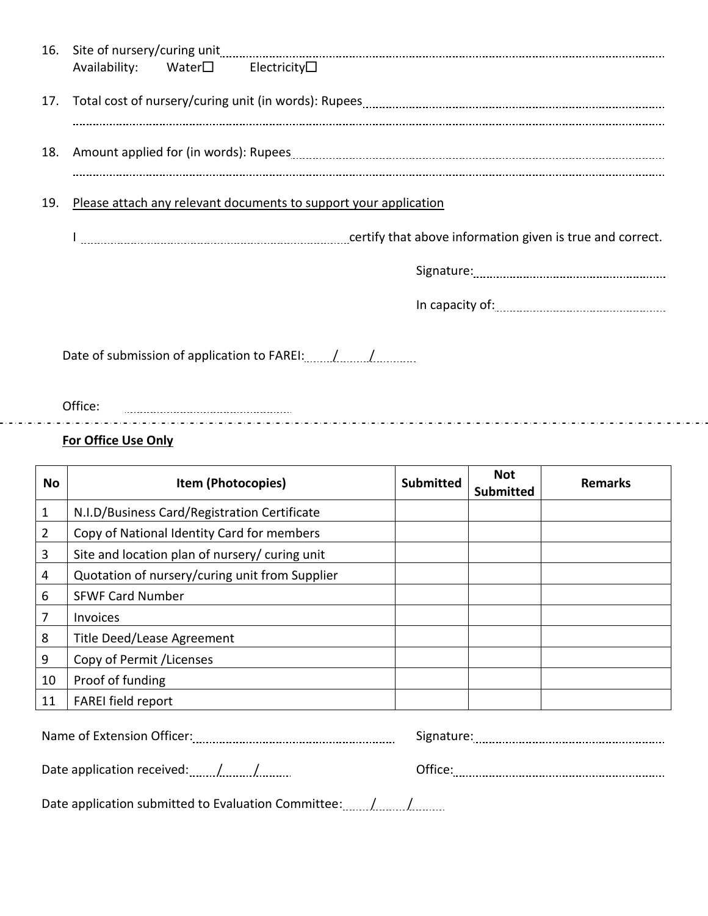16. Site of nursery/curing unit ..........................................................................................................

    Availability: Water☐ Electricity☐

17. Total cost of nursery/curing unit (in words): Rupees ..........................................................................................................

    ..........................................................................................................

18. Amount applied for (in words): Rupees ..........................................................................................................

    ..........................................................................................................

19. <u>Please attach any relevant documents to support your application</u>

    I .......................................................... certify that above information given is true and correct.

Signature: ..........................................

In capacity of: ..........................................

Date of submission of application to FAREI: ....../....../......

Office: ..........................................

---

**<u>For Office Use Only</u>**

| No | Item (Photocopies) | Submitted | Not Submitted | Remarks |
|---|---|---|---|---|
| 1 | N.I.D/Business Card/Registration Certificate | | | |
| 2 | Copy of National Identity Card for members | | | |
| 3 | Site and location plan of nursery/ curing unit | | | |
| 4 | Quotation of nursery/curing unit from Supplier | | | |
| 6 | SFWF Card Number | | | |
| 7 | Invoices | | | |
| 8 | Title Deed/Lease Agreement | | | |
| 9 | Copy of Permit /Licenses | | | |
| 10 | Proof of funding | | | |
| 11 | FAREI field report | | | |

Name of Extension Officer: .......................................... Signature: ..........................................

Date application received: ....../....../...... Office: ..........................................

Date application submitted to Evaluation Committee: ....../....../......